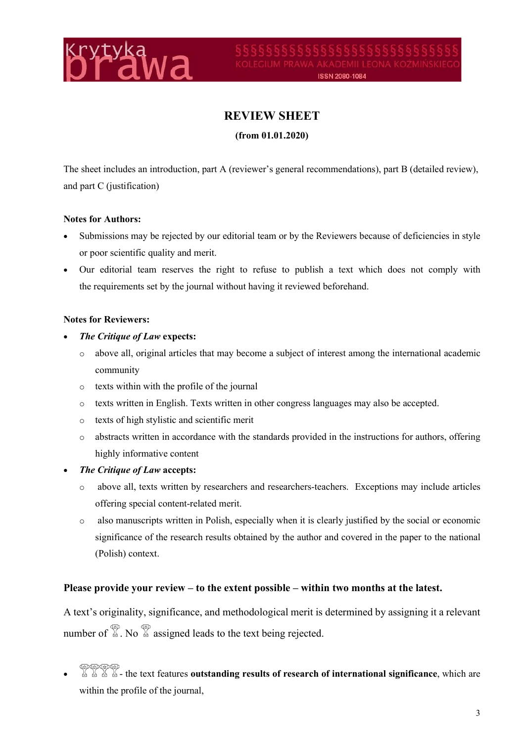## REVIEW SHEET

**(from 01.01.2020)**

The sheet includes an introduction, part A (reviewer's general recommendations), part B (detailed review), and part C (justification)

**Notes for Authors:**

- Submissions may be rejected by our editorial team or by the Reviewers because of deficiencies in style or poor scientific quality and merit.
- Our editorial team reserves the right to refuse to publish a text which does not comply with the requirements set by the journal without having it reviewed beforehand.

**Notes for Reviewers:**

- ***The Critique of Law* expects:**
  - above all, original articles that may become a subject of interest among the international academic community
  - texts within with the profile of the journal
  - texts written in English. Texts written in other congress languages may also be accepted.
  - texts of high stylistic and scientific merit
  - abstracts written in accordance with the standards provided in the instructions for authors, offering highly informative content
- ***The Critique of Law* accepts:**
  - above all, texts written by researchers and researchers-teachers. Exceptions may include articles offering special content-related merit.
  - also manuscripts written in Polish, especially when it is clearly justified by the social or economic significance of the research results obtained by the author and covered in the paper to the national (Polish) context.

**Please provide your review – to the extent possible – within two months at the latest.**

A text's originality, significance, and methodological merit is determined by assigning it a relevant number of 🏆. No 🏆 assigned leads to the text being rejected.

- 🏆🏆🏆🏆 - the text features **outstanding results of research of international significance**, which are within the profile of the journal,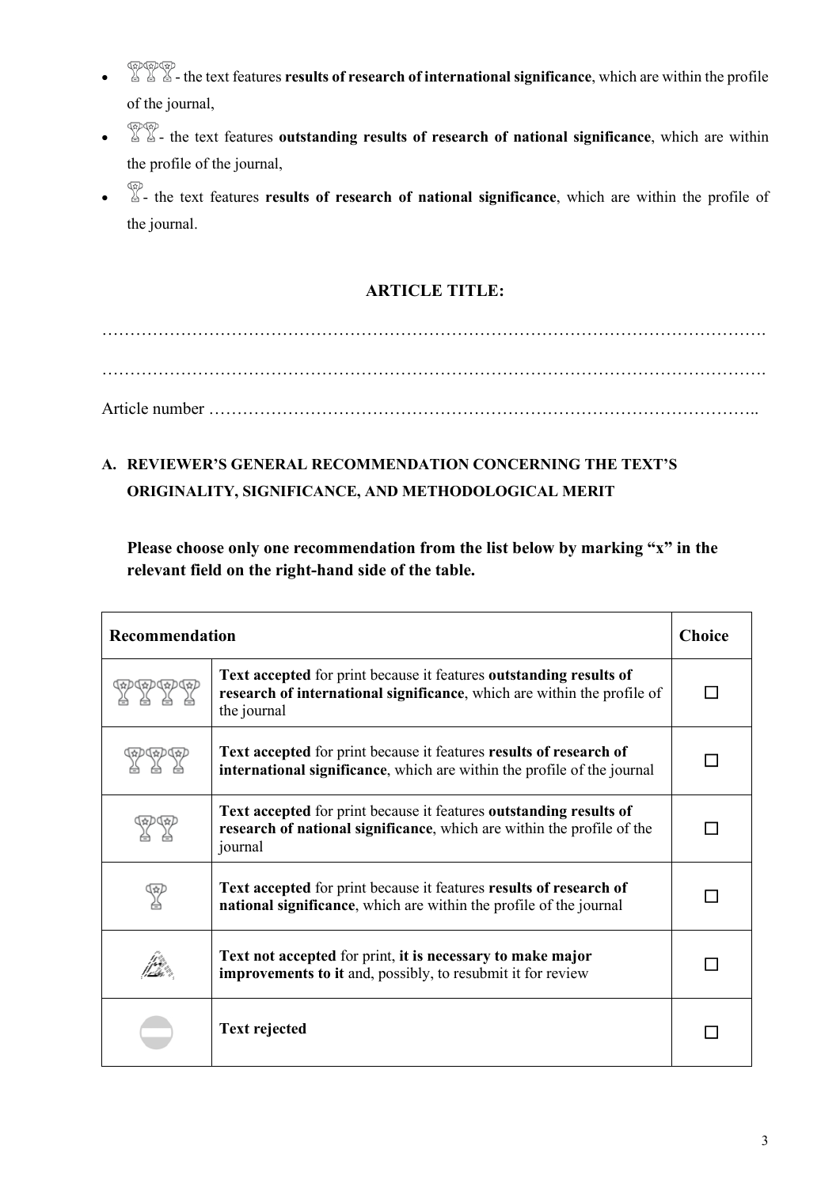- 🏆🏆🏆 - the text features **results of research of international significance**, which are within the profile of the journal,
- 🏆🏆 - the text features **outstanding results of research of national significance**, which are within the profile of the journal,
- 🏆 - the text features **results of research of national significance**, which are within the profile of the journal.

**ARTICLE TITLE:**

…………………………………………………………………………………………………….

…………………………………………………………………………………………………….

Article number …………………………………………………………………………………..

**A. REVIEWER'S GENERAL RECOMMENDATION CONCERNING THE TEXT'S ORIGINALITY, SIGNIFICANCE, AND METHODOLOGICAL MERIT**

**Please choose only one recommendation from the list below by marking "x" in the relevant field on the right-hand side of the table.**

| Recommendation | | Choice |
|---|---|---|
| 🏆🏆🏆🏆 | **Text accepted** for print because it features **outstanding results of research of international significance**, which are within the profile of the journal | ☐ |
| 🏆🏆🏆 | **Text accepted** for print because it features **results of research of international significance**, which are within the profile of the journal | ☐ |
| 🏆🏆 | **Text accepted** for print because it features **outstanding results of research of national significance**, which are within the profile of the journal | ☐ |
| 🏆 | **Text accepted** for print because it features **results of research of national significance**, which are within the profile of the journal | ☐ |
| | **Text not accepted** for print, **it is necessary to make major improvements to it** and, possibly, to resubmit it for review | ☐ |
| ⛔ | **Text rejected** | ☐ |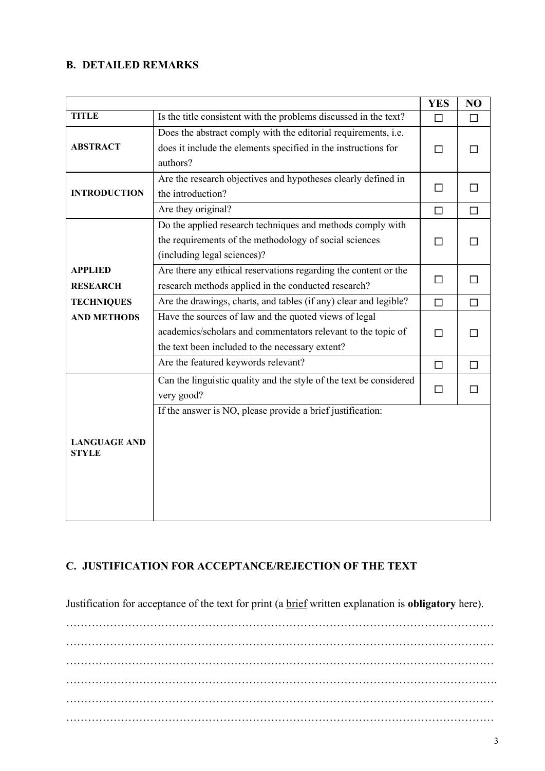## B. DETAILED REMARKS

| | | YES | NO |
|---|---|---|---|
| **TITLE** | Is the title consistent with the problems discussed in the text? | ☐ | ☐ |
| **ABSTRACT** | Does the abstract comply with the editorial requirements, i.e. does it include the elements specified in the instructions for authors? | ☐ | ☐ |
| **INTRODUCTION** | Are the research objectives and hypotheses clearly defined in the introduction? | ☐ | ☐ |
| | Are they original? | ☐ | ☐ |
| **APPLIED RESEARCH TECHNIQUES AND METHODS** | Do the applied research techniques and methods comply with the requirements of the methodology of social sciences (including legal sciences)? | ☐ | ☐ |
| | Are there any ethical reservations regarding the content or the research methods applied in the conducted research? | ☐ | ☐ |
| | Are the drawings, charts, and tables (if any) clear and legible? | ☐ | ☐ |
| | Have the sources of law and the quoted views of legal academics/scholars and commentators relevant to the topic of the text been included to the necessary extent? | ☐ | ☐ |
| | Are the featured keywords relevant? | ☐ | ☐ |
| **LANGUAGE AND STYLE** | Can the linguistic quality and the style of the text be considered very good? | ☐ | ☐ |
| | If the answer is NO, please provide a brief justification: | | |

## C. JUSTIFICATION FOR ACCEPTANCE/REJECTION OF THE TEXT

Justification for acceptance of the text for print (a brief written explanation is **obligatory** here).

…………………………………………………………………………………………………………
…………………………………………………………………………………………………………
…………………………………………………………………………………………………………
…………………………………………………………………………………………………………
…………………………………………………………………………………………………………
…………………………………………………………………………………………………………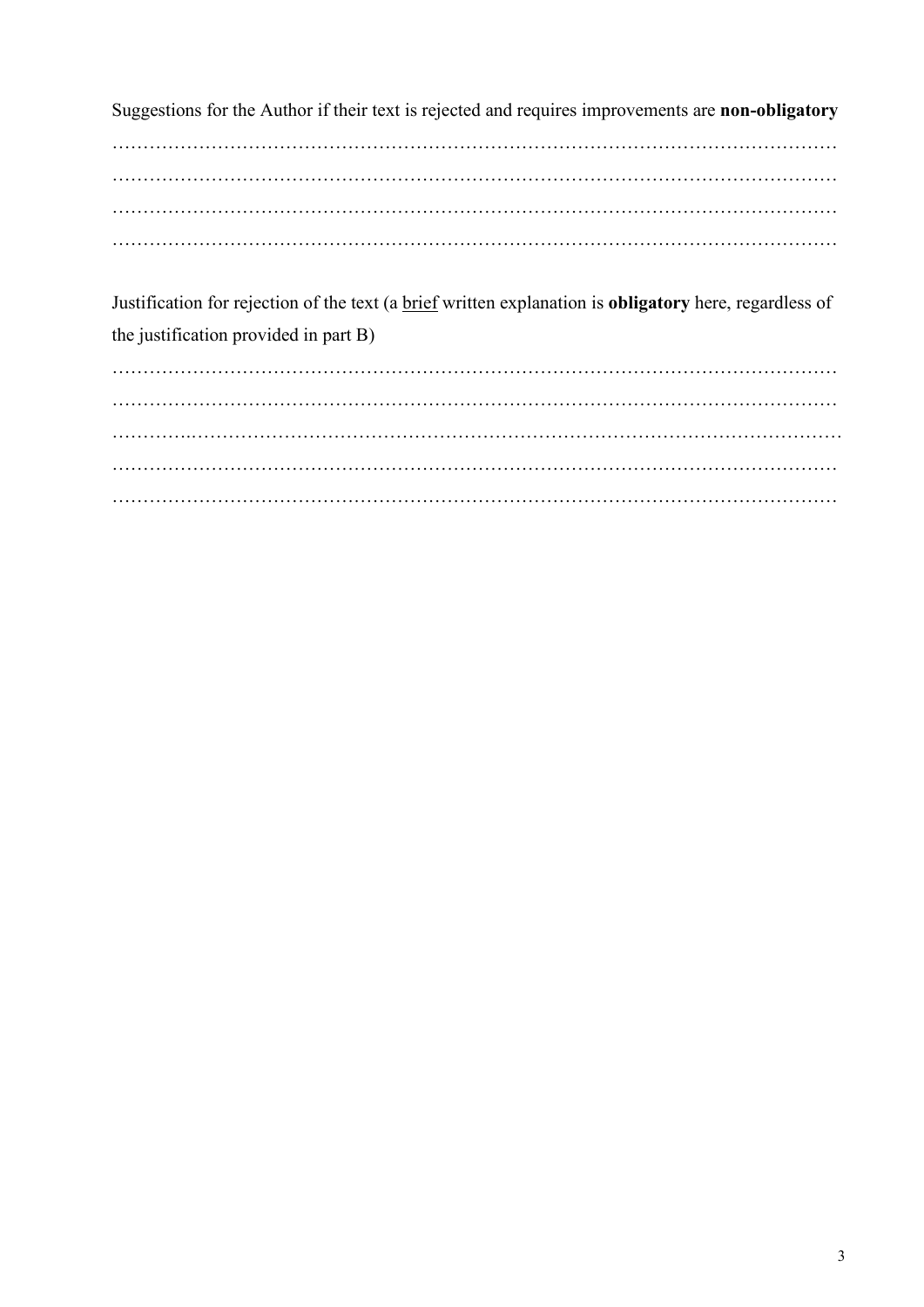Suggestions for the Author if their text is rejected and requires improvements are **non-obligatory**

…………………………………………………………………………………………………………
…………………………………………………………………………………………………………
…………………………………………………………………………………………………………
…………………………………………………………………………………………………………

Justification for rejection of the text (a <u>brief</u> written explanation is **obligatory** here, regardless of the justification provided in part B)

…………………………………………………………………………………………………………
…………………………………………………………………………………………………………
…………………………………………………………………………………………………………
…………………………………………………………………………………………………………
…………………………………………………………………………………………………………